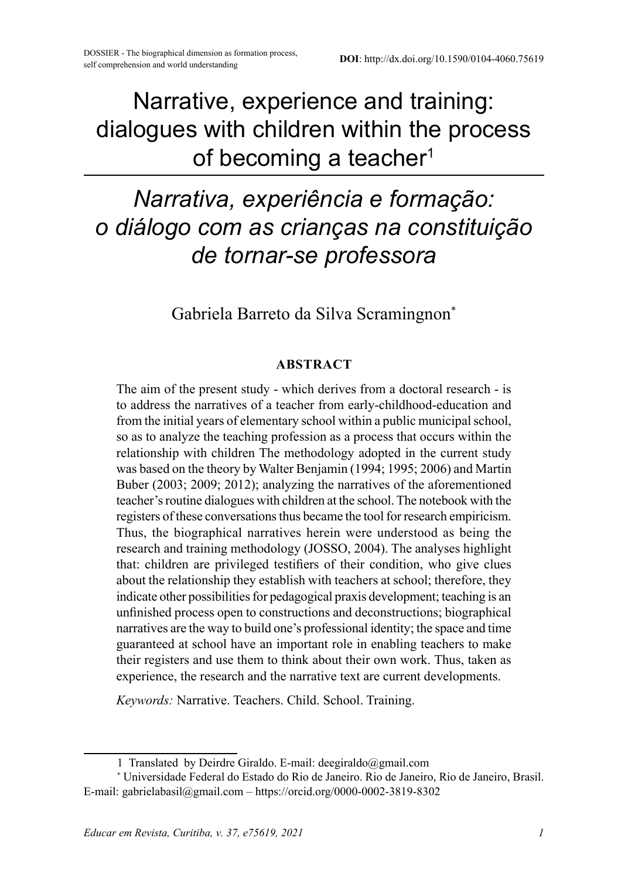DOSSIER - The biographical dimension as formation process, self comprehension and world understanding

**DOI**: http://dx.doi.org/10.1590/0104-4060.75619

# Narrative, experience and training: dialogues with children within the process of becoming a teacher[1]

# *Narrativa, experiência e formação: o diálogo com as crianças na constituição de tornar-se professora*

Gabriela Barreto da Silva Scramingnon[*]

## ABSTRACT

The aim of the present study - which derives from a doctoral research - is to address the narratives of a teacher from early-childhood-education and from the initial years of elementary school within a public municipal school, so as to analyze the teaching profession as a process that occurs within the relationship with children The methodology adopted in the current study was based on the theory by Walter Benjamin (1994; 1995; 2006) and Martin Buber (2003; 2009; 2012); analyzing the narratives of the aforementioned teacher's routine dialogues with children at the school. The notebook with the registers of these conversations thus became the tool for research empiricism. Thus, the biographical narratives herein were understood as being the research and training methodology (JOSSO, 2004). The analyses highlight that: children are privileged testifiers of their condition, who give clues about the relationship they establish with teachers at school; therefore, they indicate other possibilities for pedagogical praxis development; teaching is an unfinished process open to constructions and deconstructions; biographical narratives are the way to build one's professional identity; the space and time guaranteed at school have an important role in enabling teachers to make their registers and use them to think about their own work. Thus, taken as experience, the research and the narrative text are current developments.

*Keywords:* Narrative. Teachers. Child. School. Training.

---

1 Translated by Deirdre Giraldo. E-mail: deegiraldo@gmail.com

[*] Universidade Federal do Estado do Rio de Janeiro. Rio de Janeiro, Rio de Janeiro, Brasil. E-mail: gabrielabasil@gmail.com – https://orcid.org/0000-0002-3819-8302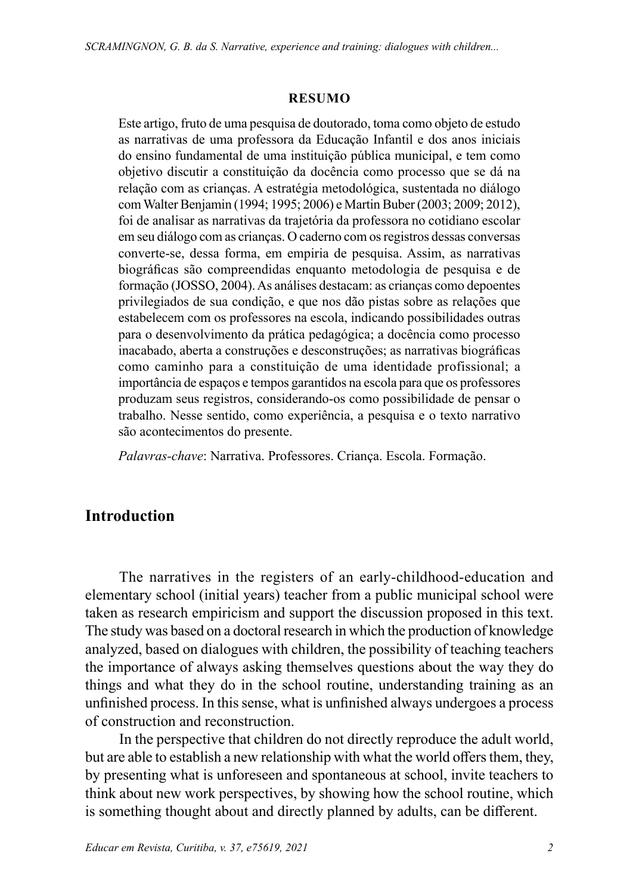**RESUMO**

Este artigo, fruto de uma pesquisa de doutorado, toma como objeto de estudo as narrativas de uma professora da Educação Infantil e dos anos iniciais do ensino fundamental de uma instituição pública municipal, e tem como objetivo discutir a constituição da docência como processo que se dá na relação com as crianças. A estratégia metodológica, sustentada no diálogo com Walter Benjamin (1994; 1995; 2006) e Martin Buber (2003; 2009; 2012), foi de analisar as narrativas da trajetória da professora no cotidiano escolar em seu diálogo com as crianças. O caderno com os registros dessas conversas converte-se, dessa forma, em empiria de pesquisa. Assim, as narrativas biográficas são compreendidas enquanto metodologia de pesquisa e de formação (JOSSO, 2004). As análises destacam: as crianças como depoentes privilegiados de sua condição, e que nos dão pistas sobre as relações que estabelecem com os professores na escola, indicando possibilidades outras para o desenvolvimento da prática pedagógica; a docência como processo inacabado, aberta a construções e desconstruções; as narrativas biográficas como caminho para a constituição de uma identidade profissional; a importância de espaços e tempos garantidos na escola para que os professores produzam seus registros, considerando-os como possibilidade de pensar o trabalho. Nesse sentido, como experiência, a pesquisa e o texto narrativo são acontecimentos do presente.

*Palavras-chave*: Narrativa. Professores. Criança. Escola. Formação.

## Introduction

The narratives in the registers of an early-childhood-education and elementary school (initial years) teacher from a public municipal school were taken as research empiricism and support the discussion proposed in this text. The study was based on a doctoral research in which the production of knowledge analyzed, based on dialogues with children, the possibility of teaching teachers the importance of always asking themselves questions about the way they do things and what they do in the school routine, understanding training as an unfinished process. In this sense, what is unfinished always undergoes a process of construction and reconstruction.

In the perspective that children do not directly reproduce the adult world, but are able to establish a new relationship with what the world offers them, they, by presenting what is unforeseen and spontaneous at school, invite teachers to think about new work perspectives, by showing how the school routine, which is something thought about and directly planned by adults, can be different.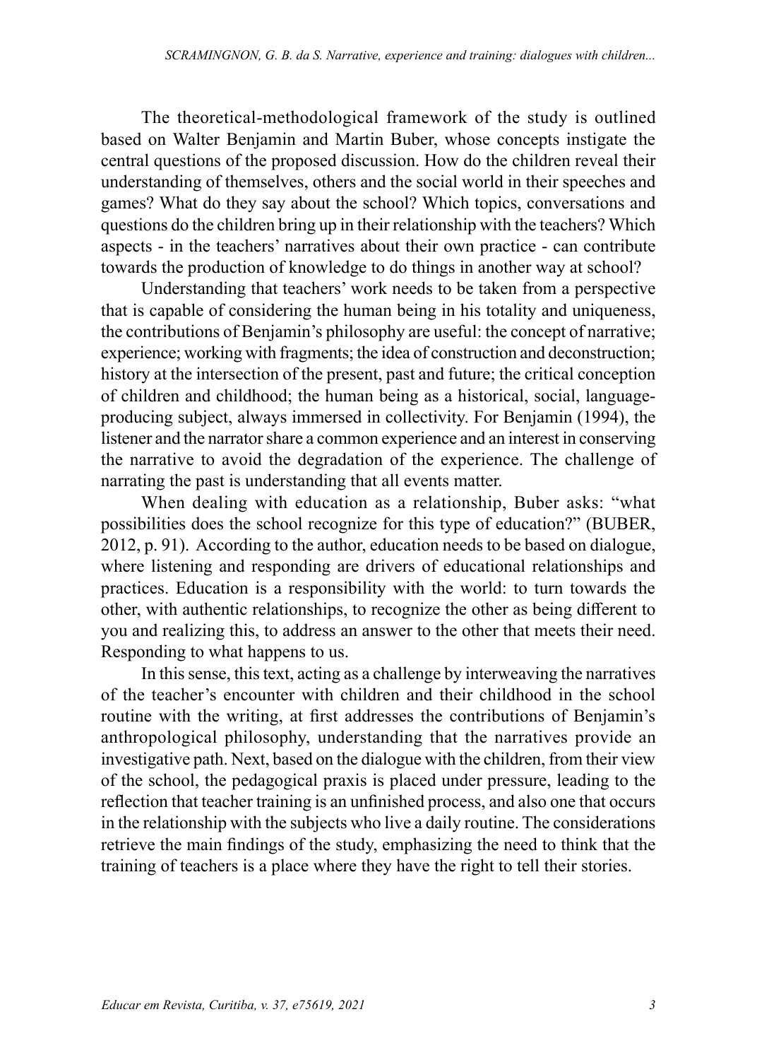The theoretical-methodological framework of the study is outlined based on Walter Benjamin and Martin Buber, whose concepts instigate the central questions of the proposed discussion. How do the children reveal their understanding of themselves, others and the social world in their speeches and games? What do they say about the school? Which topics, conversations and questions do the children bring up in their relationship with the teachers? Which aspects - in the teachers' narratives about their own practice - can contribute towards the production of knowledge to do things in another way at school?

Understanding that teachers' work needs to be taken from a perspective that is capable of considering the human being in his totality and uniqueness, the contributions of Benjamin's philosophy are useful: the concept of narrative; experience; working with fragments; the idea of construction and deconstruction; history at the intersection of the present, past and future; the critical conception of children and childhood; the human being as a historical, social, language-producing subject, always immersed in collectivity. For Benjamin (1994), the listener and the narrator share a common experience and an interest in conserving the narrative to avoid the degradation of the experience. The challenge of narrating the past is understanding that all events matter.

When dealing with education as a relationship, Buber asks: "what possibilities does the school recognize for this type of education?" (BUBER, 2012, p. 91). According to the author, education needs to be based on dialogue, where listening and responding are drivers of educational relationships and practices. Education is a responsibility with the world: to turn towards the other, with authentic relationships, to recognize the other as being different to you and realizing this, to address an answer to the other that meets their need. Responding to what happens to us.

In this sense, this text, acting as a challenge by interweaving the narratives of the teacher's encounter with children and their childhood in the school routine with the writing, at first addresses the contributions of Benjamin's anthropological philosophy, understanding that the narratives provide an investigative path. Next, based on the dialogue with the children, from their view of the school, the pedagogical praxis is placed under pressure, leading to the reflection that teacher training is an unfinished process, and also one that occurs in the relationship with the subjects who live a daily routine. The considerations retrieve the main findings of the study, emphasizing the need to think that the training of teachers is a place where they have the right to tell their stories.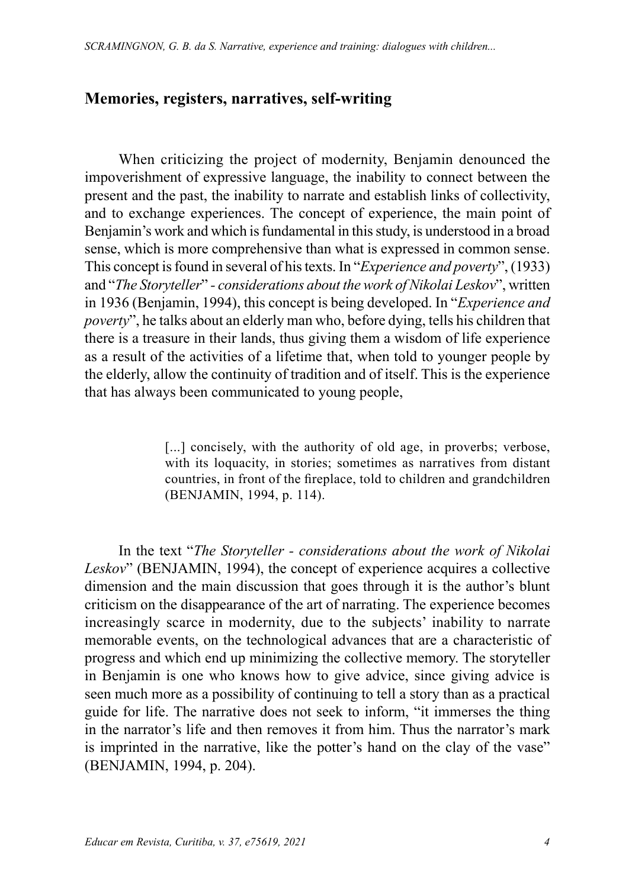## Memories, registers, narratives, self-writing

When criticizing the project of modernity, Benjamin denounced the impoverishment of expressive language, the inability to connect between the present and the past, the inability to narrate and establish links of collectivity, and to exchange experiences. The concept of experience, the main point of Benjamin's work and which is fundamental in this study, is understood in a broad sense, which is more comprehensive than what is expressed in common sense. This concept is found in several of his texts. In "*Experience and poverty*", (1933) and "*The Storyteller*" - *considerations about the work of Nikolai Leskov*", written in 1936 (Benjamin, 1994), this concept is being developed. In "*Experience and poverty*", he talks about an elderly man who, before dying, tells his children that there is a treasure in their lands, thus giving them a wisdom of life experience as a result of the activities of a lifetime that, when told to younger people by the elderly, allow the continuity of tradition and of itself. This is the experience that has always been communicated to young people,

> [...] concisely, with the authority of old age, in proverbs; verbose, with its loquacity, in stories; sometimes as narratives from distant countries, in front of the fireplace, told to children and grandchildren (BENJAMIN, 1994, p. 114).

In the text "*The Storyteller - considerations about the work of Nikolai Leskov*" (BENJAMIN, 1994), the concept of experience acquires a collective dimension and the main discussion that goes through it is the author's blunt criticism on the disappearance of the art of narrating. The experience becomes increasingly scarce in modernity, due to the subjects' inability to narrate memorable events, on the technological advances that are a characteristic of progress and which end up minimizing the collective memory. The storyteller in Benjamin is one who knows how to give advice, since giving advice is seen much more as a possibility of continuing to tell a story than as a practical guide for life. The narrative does not seek to inform, "it immerses the thing in the narrator's life and then removes it from him. Thus the narrator's mark is imprinted in the narrative, like the potter's hand on the clay of the vase" (BENJAMIN, 1994, p. 204).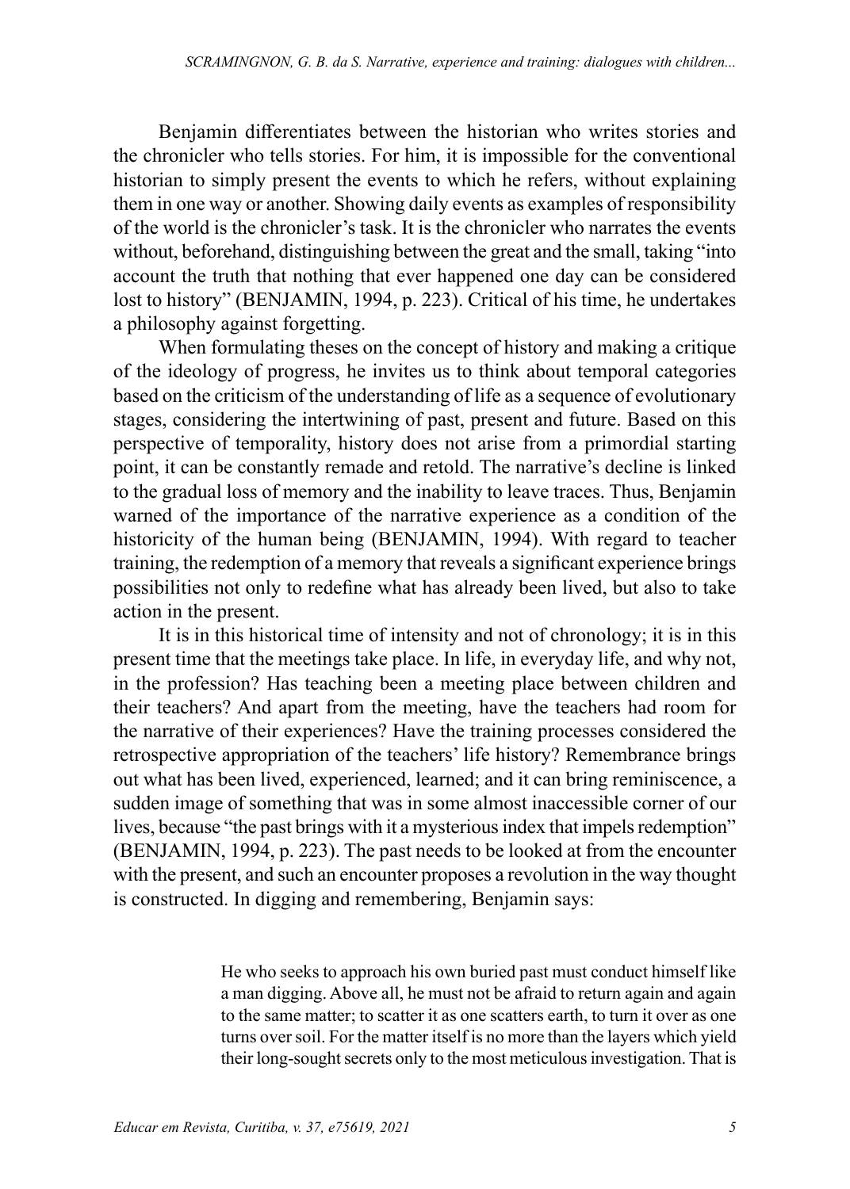Benjamin differentiates between the historian who writes stories and the chronicler who tells stories. For him, it is impossible for the conventional historian to simply present the events to which he refers, without explaining them in one way or another. Showing daily events as examples of responsibility of the world is the chronicler's task. It is the chronicler who narrates the events without, beforehand, distinguishing between the great and the small, taking "into account the truth that nothing that ever happened one day can be considered lost to history" (BENJAMIN, 1994, p. 223). Critical of his time, he undertakes a philosophy against forgetting.

When formulating theses on the concept of history and making a critique of the ideology of progress, he invites us to think about temporal categories based on the criticism of the understanding of life as a sequence of evolutionary stages, considering the intertwining of past, present and future. Based on this perspective of temporality, history does not arise from a primordial starting point, it can be constantly remade and retold. The narrative's decline is linked to the gradual loss of memory and the inability to leave traces. Thus, Benjamin warned of the importance of the narrative experience as a condition of the historicity of the human being (BENJAMIN, 1994). With regard to teacher training, the redemption of a memory that reveals a significant experience brings possibilities not only to redefine what has already been lived, but also to take action in the present.

It is in this historical time of intensity and not of chronology; it is in this present time that the meetings take place. In life, in everyday life, and why not, in the profession? Has teaching been a meeting place between children and their teachers? And apart from the meeting, have the teachers had room for the narrative of their experiences? Have the training processes considered the retrospective appropriation of the teachers' life history? Remembrance brings out what has been lived, experienced, learned; and it can bring reminiscence, a sudden image of something that was in some almost inaccessible corner of our lives, because "the past brings with it a mysterious index that impels redemption" (BENJAMIN, 1994, p. 223). The past needs to be looked at from the encounter with the present, and such an encounter proposes a revolution in the way thought is constructed. In digging and remembering, Benjamin says:

> He who seeks to approach his own buried past must conduct himself like a man digging. Above all, he must not be afraid to return again and again to the same matter; to scatter it as one scatters earth, to turn it over as one turns over soil. For the matter itself is no more than the layers which yield their long-sought secrets only to the most meticulous investigation. That is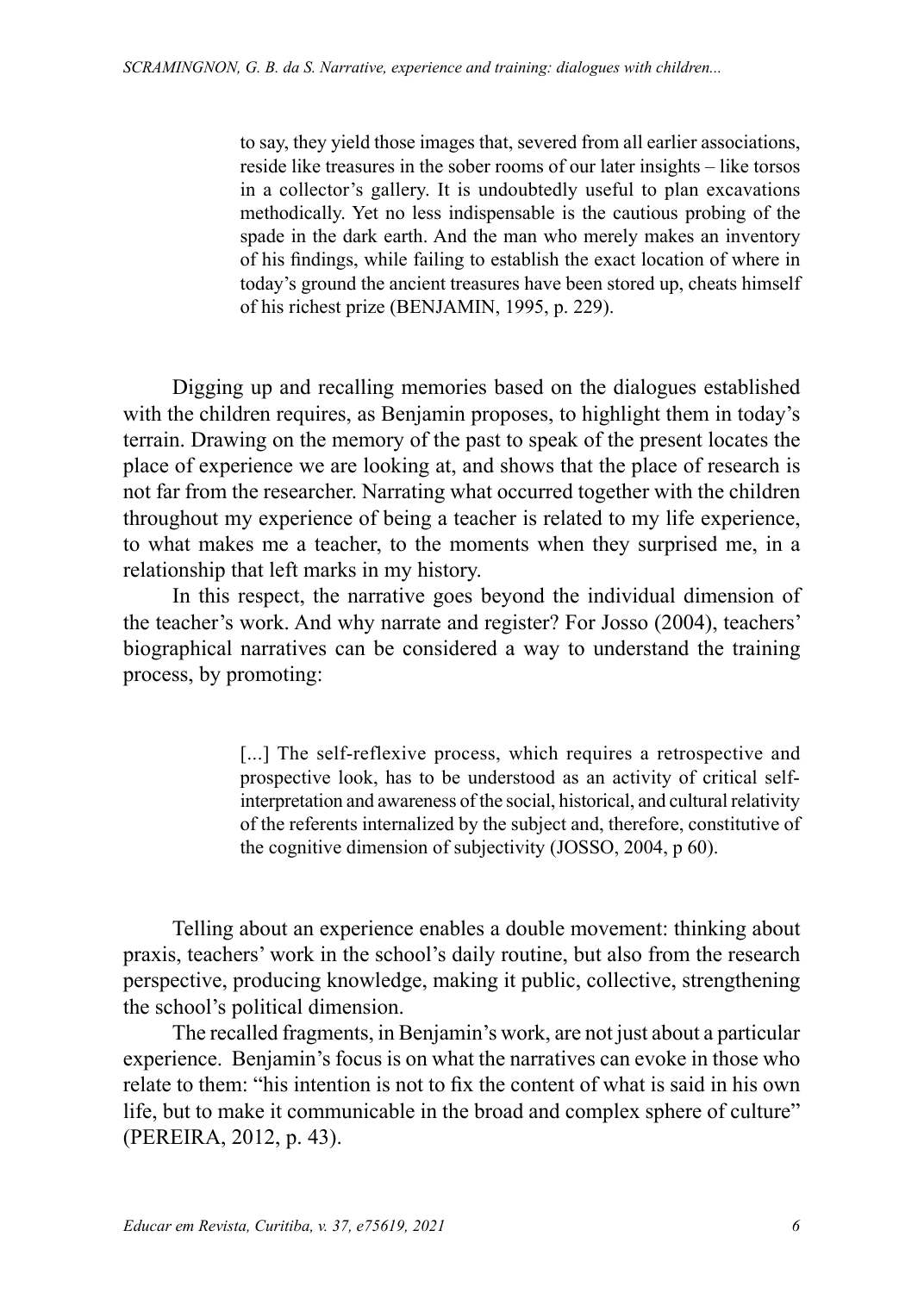> to say, they yield those images that, severed from all earlier associations, reside like treasures in the sober rooms of our later insights – like torsos in a collector's gallery. It is undoubtedly useful to plan excavations methodically. Yet no less indispensable is the cautious probing of the spade in the dark earth. And the man who merely makes an inventory of his findings, while failing to establish the exact location of where in today's ground the ancient treasures have been stored up, cheats himself of his richest prize (BENJAMIN, 1995, p. 229).

Digging up and recalling memories based on the dialogues established with the children requires, as Benjamin proposes, to highlight them in today's terrain. Drawing on the memory of the past to speak of the present locates the place of experience we are looking at, and shows that the place of research is not far from the researcher. Narrating what occurred together with the children throughout my experience of being a teacher is related to my life experience, to what makes me a teacher, to the moments when they surprised me, in a relationship that left marks in my history.

In this respect, the narrative goes beyond the individual dimension of the teacher's work. And why narrate and register? For Josso (2004), teachers' biographical narratives can be considered a way to understand the training process, by promoting:

> [...] The self-reflexive process, which requires a retrospective and prospective look, has to be understood as an activity of critical self-interpretation and awareness of the social, historical, and cultural relativity of the referents internalized by the subject and, therefore, constitutive of the cognitive dimension of subjectivity (JOSSO, 2004, p 60).

Telling about an experience enables a double movement: thinking about praxis, teachers' work in the school's daily routine, but also from the research perspective, producing knowledge, making it public, collective, strengthening the school's political dimension.

The recalled fragments, in Benjamin's work, are not just about a particular experience. Benjamin's focus is on what the narratives can evoke in those who relate to them: "his intention is not to fix the content of what is said in his own life, but to make it communicable in the broad and complex sphere of culture" (PEREIRA, 2012, p. 43).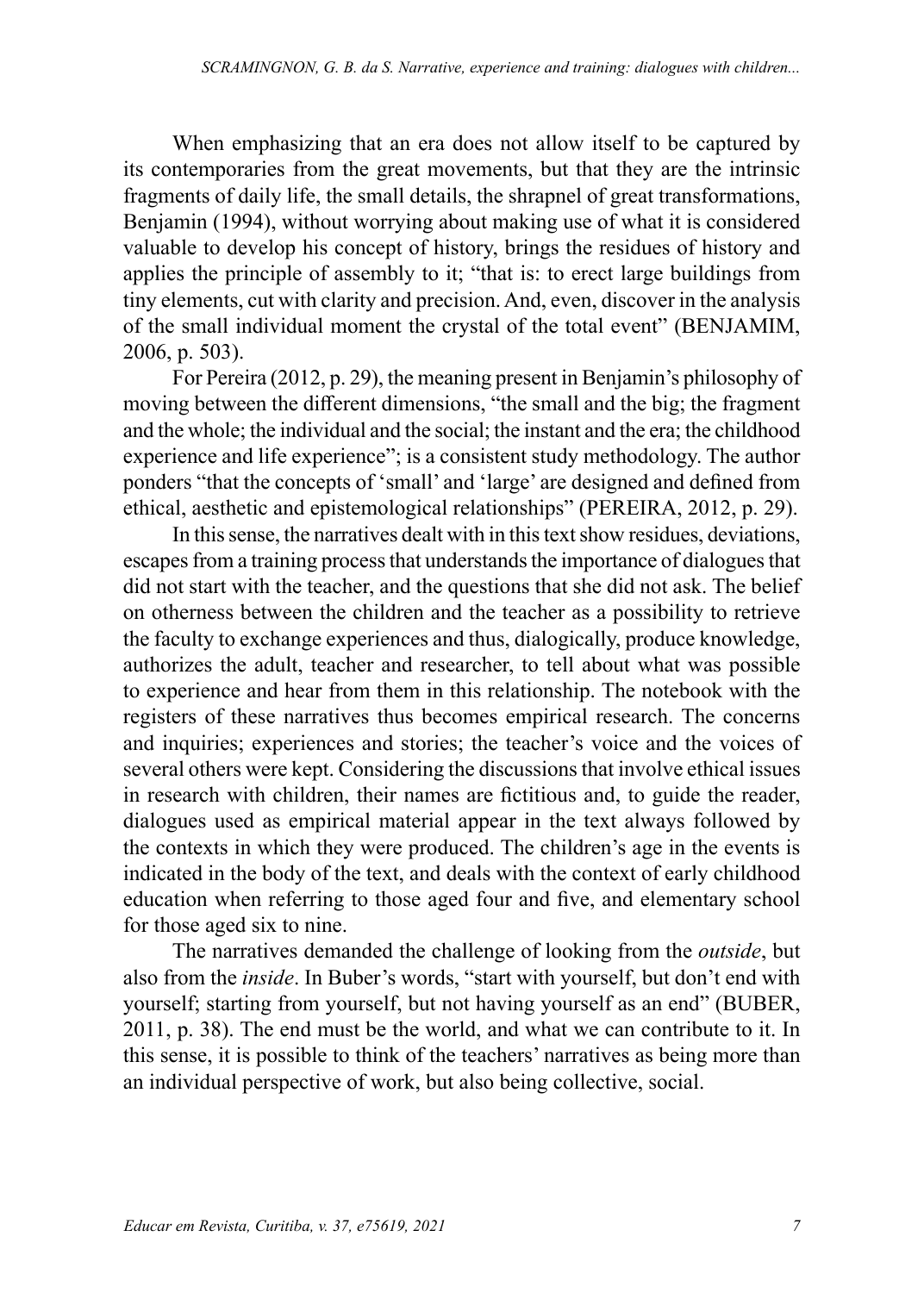When emphasizing that an era does not allow itself to be captured by its contemporaries from the great movements, but that they are the intrinsic fragments of daily life, the small details, the shrapnel of great transformations, Benjamin (1994), without worrying about making use of what it is considered valuable to develop his concept of history, brings the residues of history and applies the principle of assembly to it; "that is: to erect large buildings from tiny elements, cut with clarity and precision. And, even, discover in the analysis of the small individual moment the crystal of the total event" (BENJAMIM, 2006, p. 503).

For Pereira (2012, p. 29), the meaning present in Benjamin's philosophy of moving between the different dimensions, "the small and the big; the fragment and the whole; the individual and the social; the instant and the era; the childhood experience and life experience"; is a consistent study methodology. The author ponders "that the concepts of 'small' and 'large' are designed and defined from ethical, aesthetic and epistemological relationships" (PEREIRA, 2012, p. 29).

In this sense, the narratives dealt with in this text show residues, deviations, escapes from a training process that understands the importance of dialogues that did not start with the teacher, and the questions that she did not ask. The belief on otherness between the children and the teacher as a possibility to retrieve the faculty to exchange experiences and thus, dialogically, produce knowledge, authorizes the adult, teacher and researcher, to tell about what was possible to experience and hear from them in this relationship. The notebook with the registers of these narratives thus becomes empirical research. The concerns and inquiries; experiences and stories; the teacher's voice and the voices of several others were kept. Considering the discussions that involve ethical issues in research with children, their names are fictitious and, to guide the reader, dialogues used as empirical material appear in the text always followed by the contexts in which they were produced. The children's age in the events is indicated in the body of the text, and deals with the context of early childhood education when referring to those aged four and five, and elementary school for those aged six to nine.

The narratives demanded the challenge of looking from the *outside*, but also from the *inside*. In Buber's words, "start with yourself, but don't end with yourself; starting from yourself, but not having yourself as an end" (BUBER, 2011, p. 38). The end must be the world, and what we can contribute to it. In this sense, it is possible to think of the teachers' narratives as being more than an individual perspective of work, but also being collective, social.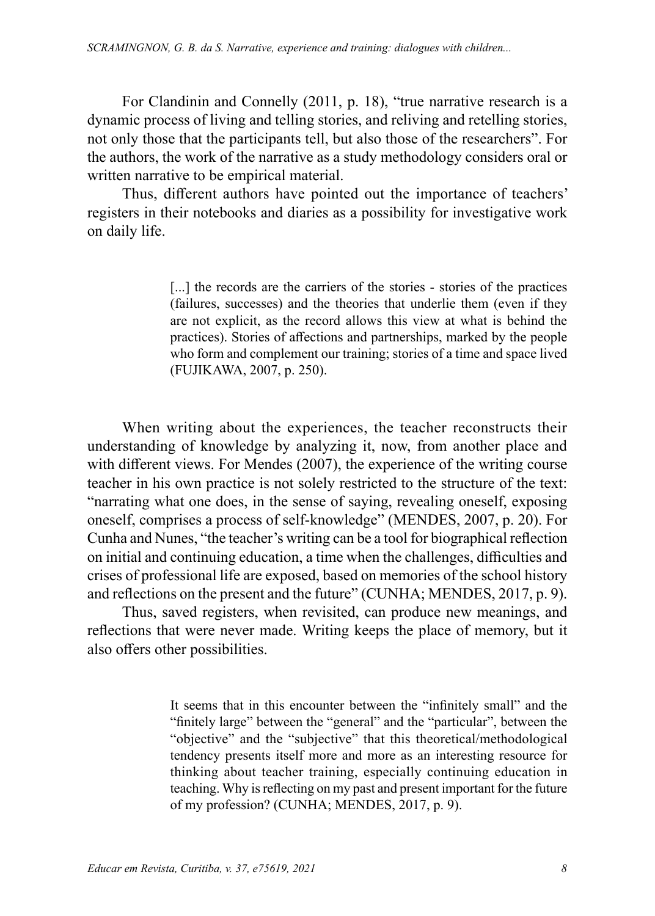For Clandinin and Connelly (2011, p. 18), "true narrative research is a dynamic process of living and telling stories, and reliving and retelling stories, not only those that the participants tell, but also those of the researchers". For the authors, the work of the narrative as a study methodology considers oral or written narrative to be empirical material.

Thus, different authors have pointed out the importance of teachers' registers in their notebooks and diaries as a possibility for investigative work on daily life.

> [...] the records are the carriers of the stories - stories of the practices (failures, successes) and the theories that underlie them (even if they are not explicit, as the record allows this view at what is behind the practices). Stories of affections and partnerships, marked by the people who form and complement our training; stories of a time and space lived (FUJIKAWA, 2007, p. 250).

When writing about the experiences, the teacher reconstructs their understanding of knowledge by analyzing it, now, from another place and with different views. For Mendes (2007), the experience of the writing course teacher in his own practice is not solely restricted to the structure of the text: "narrating what one does, in the sense of saying, revealing oneself, exposing oneself, comprises a process of self-knowledge" (MENDES, 2007, p. 20). For Cunha and Nunes, "the teacher's writing can be a tool for biographical reflection on initial and continuing education, a time when the challenges, difficulties and crises of professional life are exposed, based on memories of the school history and reflections on the present and the future" (CUNHA; MENDES, 2017, p. 9).

Thus, saved registers, when revisited, can produce new meanings, and reflections that were never made. Writing keeps the place of memory, but it also offers other possibilities.

> It seems that in this encounter between the "infinitely small" and the "finitely large" between the "general" and the "particular", between the "objective" and the "subjective" that this theoretical/methodological tendency presents itself more and more as an interesting resource for thinking about teacher training, especially continuing education in teaching. Why is reflecting on my past and present important for the future of my profession? (CUNHA; MENDES, 2017, p. 9).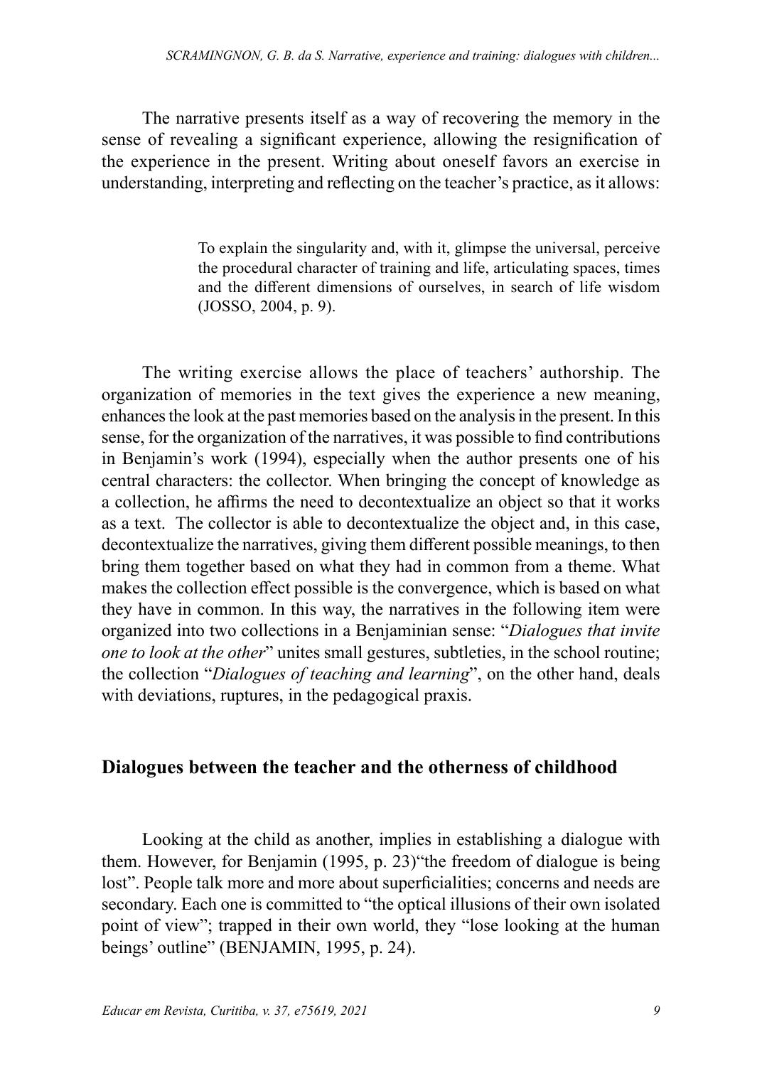The narrative presents itself as a way of recovering the memory in the sense of revealing a significant experience, allowing the resignification of the experience in the present. Writing about oneself favors an exercise in understanding, interpreting and reflecting on the teacher's practice, as it allows:

> To explain the singularity and, with it, glimpse the universal, perceive the procedural character of training and life, articulating spaces, times and the different dimensions of ourselves, in search of life wisdom (JOSSO, 2004, p. 9).

The writing exercise allows the place of teachers' authorship. The organization of memories in the text gives the experience a new meaning, enhances the look at the past memories based on the analysis in the present. In this sense, for the organization of the narratives, it was possible to find contributions in Benjamin's work (1994), especially when the author presents one of his central characters: the collector. When bringing the concept of knowledge as a collection, he affirms the need to decontextualize an object so that it works as a text. The collector is able to decontextualize the object and, in this case, decontextualize the narratives, giving them different possible meanings, to then bring them together based on what they had in common from a theme. What makes the collection effect possible is the convergence, which is based on what they have in common. In this way, the narratives in the following item were organized into two collections in a Benjaminian sense: "*Dialogues that invite one to look at the other*" unites small gestures, subtleties, in the school routine; the collection "*Dialogues of teaching and learning*", on the other hand, deals with deviations, ruptures, in the pedagogical praxis.

## Dialogues between the teacher and the otherness of childhood

Looking at the child as another, implies in establishing a dialogue with them. However, for Benjamin (1995, p. 23)"the freedom of dialogue is being lost". People talk more and more about superficialities; concerns and needs are secondary. Each one is committed to "the optical illusions of their own isolated point of view"; trapped in their own world, they "lose looking at the human beings' outline" (BENJAMIN, 1995, p. 24).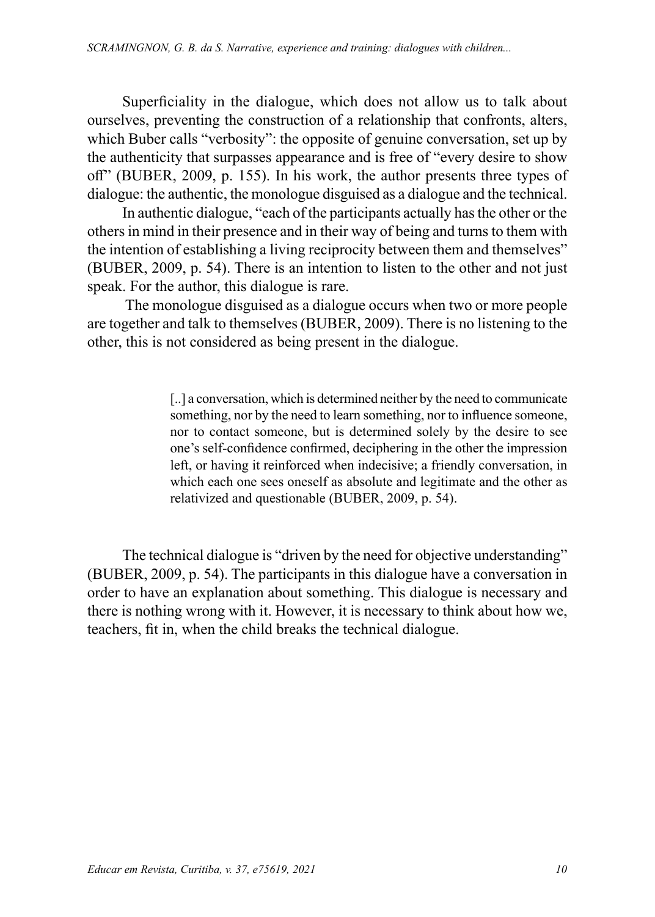Superficiality in the dialogue, which does not allow us to talk about ourselves, preventing the construction of a relationship that confronts, alters, which Buber calls "verbosity": the opposite of genuine conversation, set up by the authenticity that surpasses appearance and is free of "every desire to show off" (BUBER, 2009, p. 155). In his work, the author presents three types of dialogue: the authentic, the monologue disguised as a dialogue and the technical.

In authentic dialogue, "each of the participants actually has the other or the others in mind in their presence and in their way of being and turns to them with the intention of establishing a living reciprocity between them and themselves" (BUBER, 2009, p. 54). There is an intention to listen to the other and not just speak. For the author, this dialogue is rare.

The monologue disguised as a dialogue occurs when two or more people are together and talk to themselves (BUBER, 2009). There is no listening to the other, this is not considered as being present in the dialogue.

> [..] a conversation, which is determined neither by the need to communicate something, nor by the need to learn something, nor to influence someone, nor to contact someone, but is determined solely by the desire to see one's self-confidence confirmed, deciphering in the other the impression left, or having it reinforced when indecisive; a friendly conversation, in which each one sees oneself as absolute and legitimate and the other as relativized and questionable (BUBER, 2009, p. 54).

The technical dialogue is "driven by the need for objective understanding" (BUBER, 2009, p. 54). The participants in this dialogue have a conversation in order to have an explanation about something. This dialogue is necessary and there is nothing wrong with it. However, it is necessary to think about how we, teachers, fit in, when the child breaks the technical dialogue.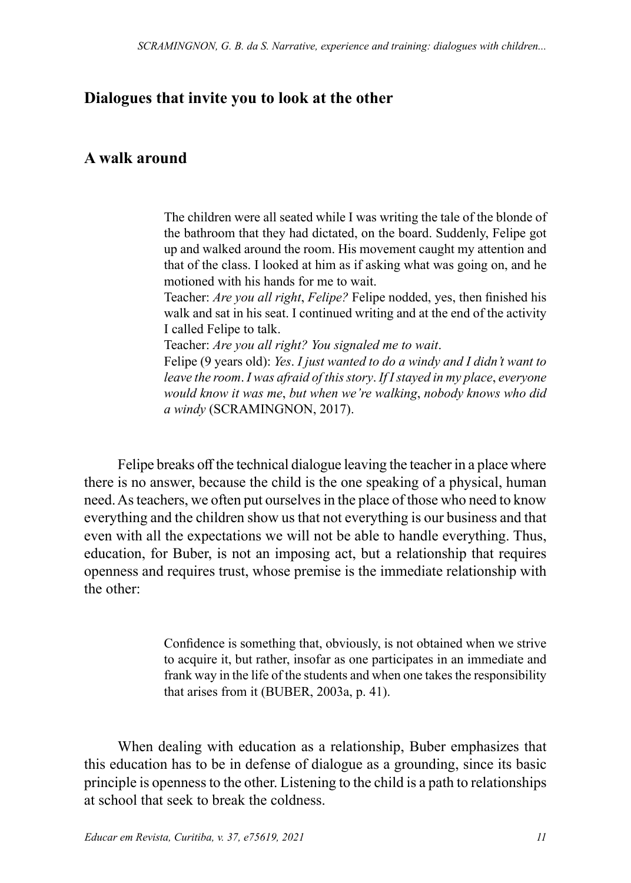## Dialogues that invite you to look at the other

### A walk around

> The children were all seated while I was writing the tale of the blonde of the bathroom that they had dictated, on the board. Suddenly, Felipe got up and walked around the room. His movement caught my attention and that of the class. I looked at him as if asking what was going on, and he motioned with his hands for me to wait.
>
> Teacher: *Are you all right*, *Felipe?* Felipe nodded, yes, then finished his walk and sat in his seat. I continued writing and at the end of the activity I called Felipe to talk.
>
> Teacher: *Are you all right? You signaled me to wait*.
>
> Felipe (9 years old): *Yes*. *I just wanted to do a windy and I didn't want to leave the room*. *I was afraid of this story*. *If I stayed in my place*, *everyone would know it was me*, *but when we're walking*, *nobody knows who did a windy* (SCRAMINGNON, 2017).

Felipe breaks off the technical dialogue leaving the teacher in a place where there is no answer, because the child is the one speaking of a physical, human need. As teachers, we often put ourselves in the place of those who need to know everything and the children show us that not everything is our business and that even with all the expectations we will not be able to handle everything. Thus, education, for Buber, is not an imposing act, but a relationship that requires openness and requires trust, whose premise is the immediate relationship with the other:

> Confidence is something that, obviously, is not obtained when we strive to acquire it, but rather, insofar as one participates in an immediate and frank way in the life of the students and when one takes the responsibility that arises from it (BUBER, 2003a, p. 41).

When dealing with education as a relationship, Buber emphasizes that this education has to be in defense of dialogue as a grounding, since its basic principle is openness to the other. Listening to the child is a path to relationships at school that seek to break the coldness.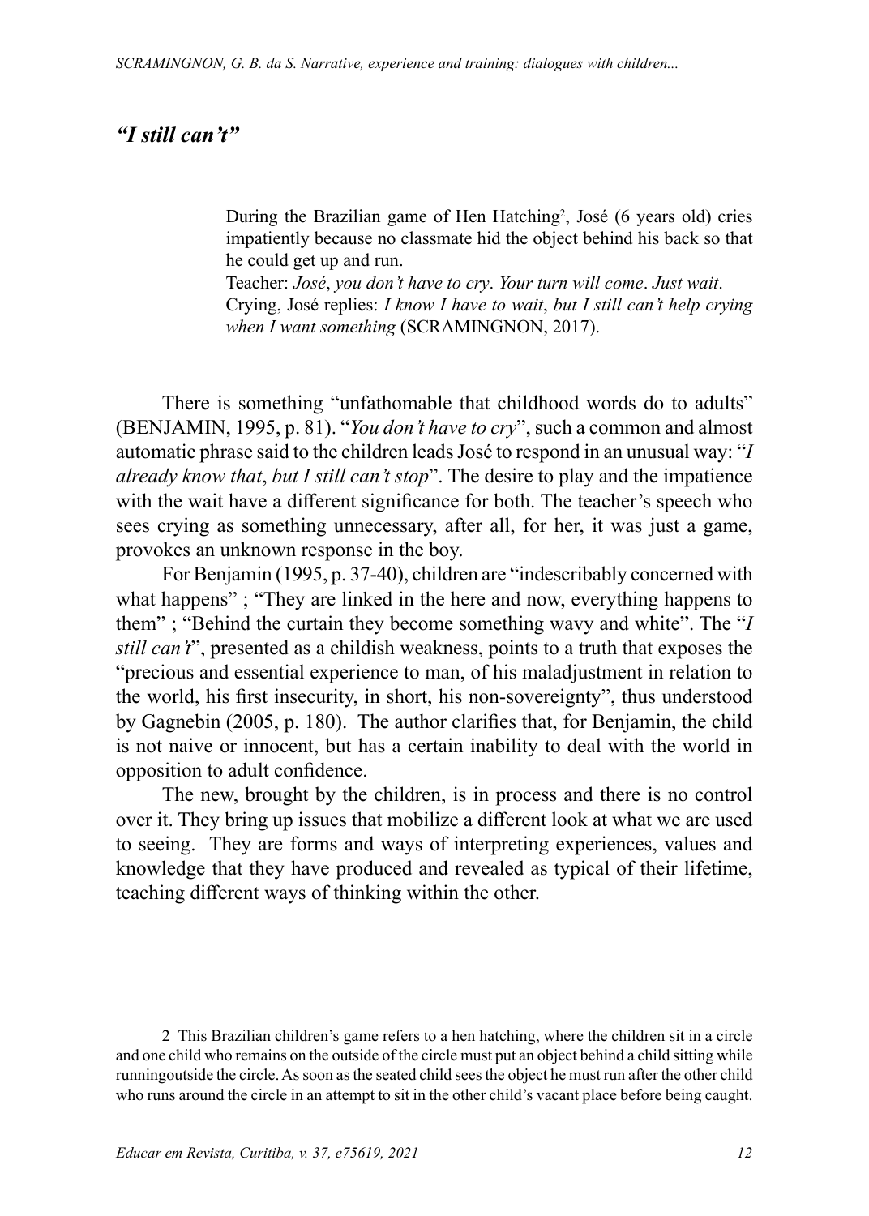## *"I still can't"*

> During the Brazilian game of Hen Hatching[2], José (6 years old) cries impatiently because no classmate hid the object behind his back so that he could get up and run.
>
> Teacher: *José*, *you don't have to cry*. *Your turn will come*. *Just wait*.
>
> Crying, José replies: *I know I have to wait*, *but I still can't help crying when I want something* (SCRAMINGNON, 2017).

There is something "unfathomable that childhood words do to adults" (BENJAMIN, 1995, p. 81). "*You don't have to cry*", such a common and almost automatic phrase said to the children leads José to respond in an unusual way: "*I already know that*, *but I still can't stop*". The desire to play and the impatience with the wait have a different significance for both. The teacher's speech who sees crying as something unnecessary, after all, for her, it was just a game, provokes an unknown response in the boy.

For Benjamin (1995, p. 37-40), children are "indescribably concerned with what happens" ; "They are linked in the here and now, everything happens to them" ; "Behind the curtain they become something wavy and white". The "*I still can't*", presented as a childish weakness, points to a truth that exposes the "precious and essential experience to man, of his maladjustment in relation to the world, his first insecurity, in short, his non-sovereignty", thus understood by Gagnebin (2005, p. 180). The author clarifies that, for Benjamin, the child is not naive or innocent, but has a certain inability to deal with the world in opposition to adult confidence.

The new, brought by the children, is in process and there is no control over it. They bring up issues that mobilize a different look at what we are used to seeing. They are forms and ways of interpreting experiences, values and knowledge that they have produced and revealed as typical of their lifetime, teaching different ways of thinking within the other.

2 This Brazilian children's game refers to a hen hatching, where the children sit in a circle and one child who remains on the outside of the circle must put an object behind a child sitting while runningoutside the circle. As soon as the seated child sees the object he must run after the other child who runs around the circle in an attempt to sit in the other child's vacant place before being caught.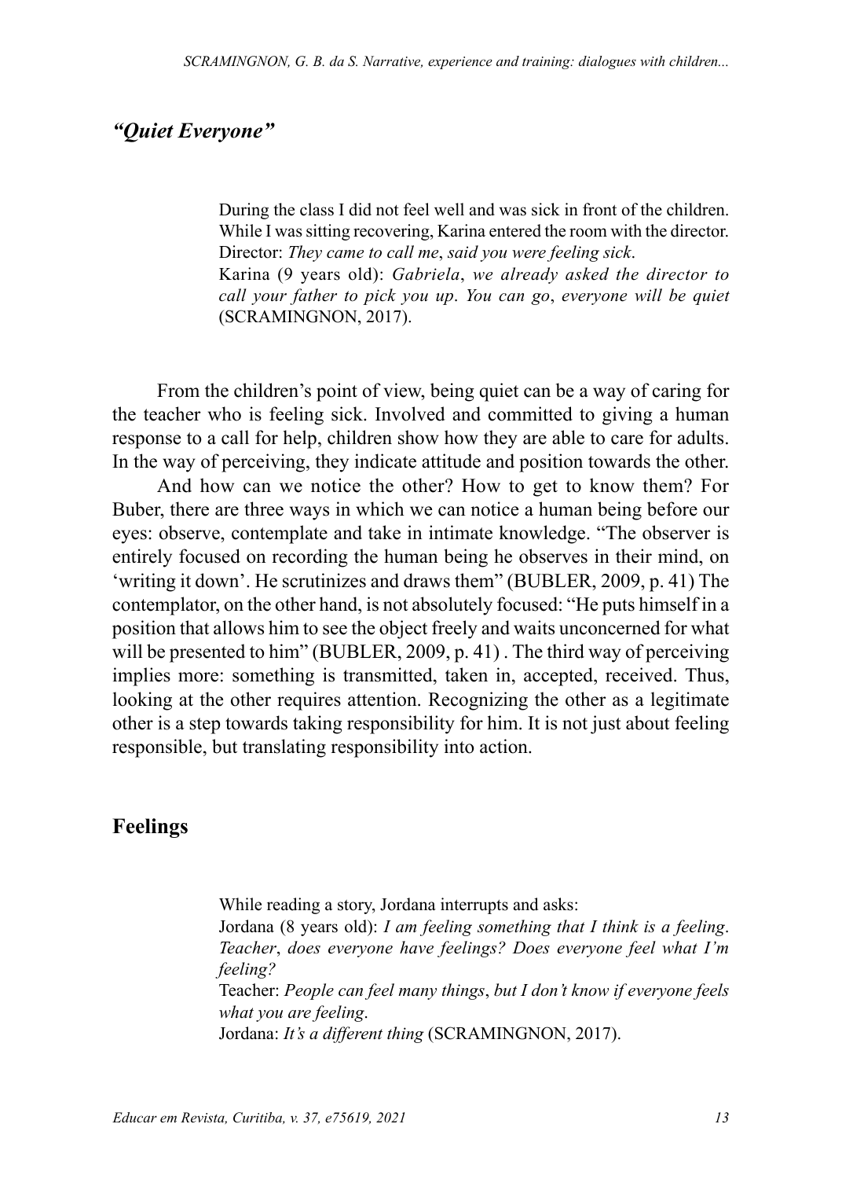## *"Quiet Everyone"*

> During the class I did not feel well and was sick in front of the children. While I was sitting recovering, Karina entered the room with the director.
> Director: *They came to call me*, *said you were feeling sick*.
> Karina (9 years old): *Gabriela*, *we already asked the director to call your father to pick you up*. *You can go*, *everyone will be quiet* (SCRAMINGNON, 2017).

From the children's point of view, being quiet can be a way of caring for the teacher who is feeling sick. Involved and committed to giving a human response to a call for help, children show how they are able to care for adults. In the way of perceiving, they indicate attitude and position towards the other.

And how can we notice the other? How to get to know them? For Buber, there are three ways in which we can notice a human being before our eyes: observe, contemplate and take in intimate knowledge. "The observer is entirely focused on recording the human being he observes in their mind, on 'writing it down'. He scrutinizes and draws them" (BUBLER, 2009, p. 41) The contemplator, on the other hand, is not absolutely focused: "He puts himself in a position that allows him to see the object freely and waits unconcerned for what will be presented to him" (BUBLER, 2009, p. 41) . The third way of perceiving implies more: something is transmitted, taken in, accepted, received. Thus, looking at the other requires attention. Recognizing the other as a legitimate other is a step towards taking responsibility for him. It is not just about feeling responsible, but translating responsibility into action.

## Feelings

> While reading a story, Jordana interrupts and asks:
> Jordana (8 years old): *I am feeling something that I think is a feeling*. *Teacher*, *does everyone have feelings? Does everyone feel what I'm feeling?*
> Teacher: *People can feel many things*, *but I don't know if everyone feels what you are feeling*.
> Jordana: *It's a different thing* (SCRAMINGNON, 2017).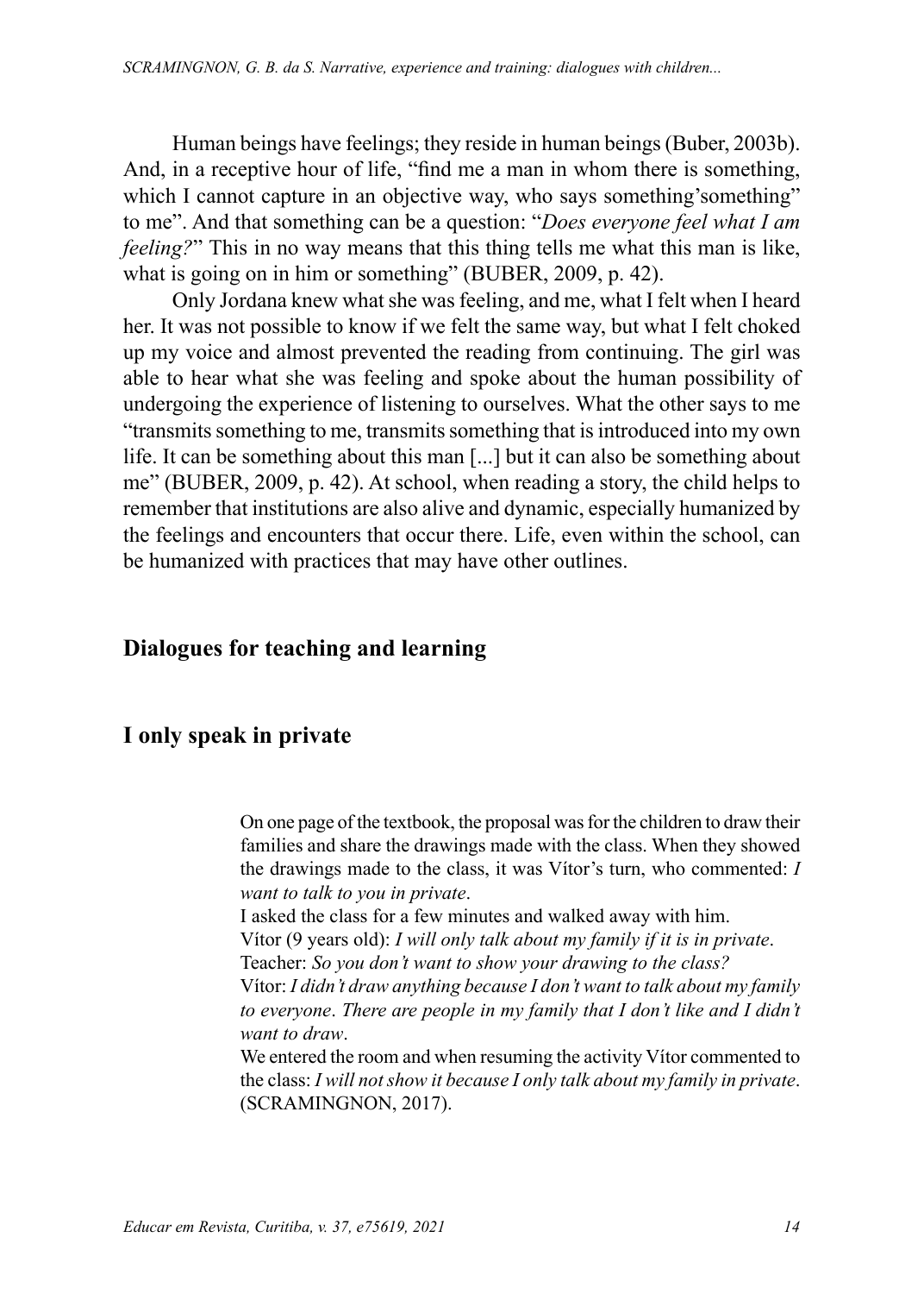Human beings have feelings; they reside in human beings (Buber, 2003b). And, in a receptive hour of life, "find me a man in whom there is something, which I cannot capture in an objective way, who says something'something" to me". And that something can be a question: "*Does everyone feel what I am feeling?*" This in no way means that this thing tells me what this man is like, what is going on in him or something" (BUBER, 2009, p. 42).

Only Jordana knew what she was feeling, and me, what I felt when I heard her. It was not possible to know if we felt the same way, but what I felt choked up my voice and almost prevented the reading from continuing. The girl was able to hear what she was feeling and spoke about the human possibility of undergoing the experience of listening to ourselves. What the other says to me "transmits something to me, transmits something that is introduced into my own life. It can be something about this man [...] but it can also be something about me" (BUBER, 2009, p. 42). At school, when reading a story, the child helps to remember that institutions are also alive and dynamic, especially humanized by the feelings and encounters that occur there. Life, even within the school, can be humanized with practices that may have other outlines.

## Dialogues for teaching and learning

## I only speak in private

> On one page of the textbook, the proposal was for the children to draw their families and share the drawings made with the class. When they showed the drawings made to the class, it was Vítor's turn, who commented: *I want to talk to you in private*.
>
> I asked the class for a few minutes and walked away with him.
>
> Vítor (9 years old): *I will only talk about my family if it is in private*.
>
> Teacher: *So you don't want to show your drawing to the class?*
>
> Vítor: *I didn't draw anything because I don't want to talk about my family to everyone*. *There are people in my family that I don't like and I didn't want to draw*.
>
> We entered the room and when resuming the activity Vítor commented to the class: *I will not show it because I only talk about my family in private*. (SCRAMINGNON, 2017).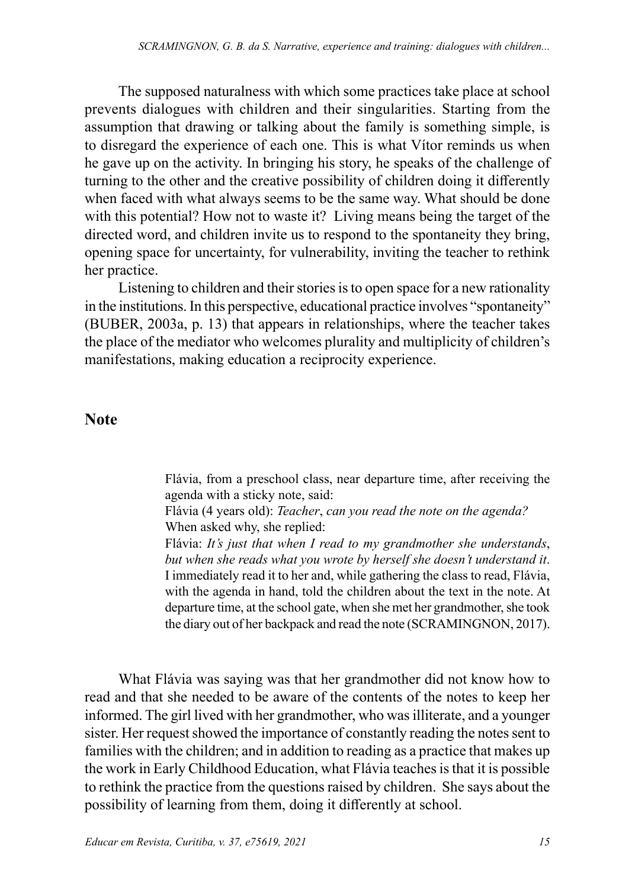The supposed naturalness with which some practices take place at school prevents dialogues with children and their singularities. Starting from the assumption that drawing or talking about the family is something simple, is to disregard the experience of each one. This is what Vítor reminds us when he gave up on the activity. In bringing his story, he speaks of the challenge of turning to the other and the creative possibility of children doing it differently when faced with what always seems to be the same way. What should be done with this potential? How not to waste it? Living means being the target of the directed word, and children invite us to respond to the spontaneity they bring, opening space for uncertainty, for vulnerability, inviting the teacher to rethink her practice.

Listening to children and their stories is to open space for a new rationality in the institutions. In this perspective, educational practice involves "spontaneity" (BUBER, 2003a, p. 13) that appears in relationships, where the teacher takes the place of the mediator who welcomes plurality and multiplicity of children's manifestations, making education a reciprocity experience.

## Note

> Flávia, from a preschool class, near departure time, after receiving the agenda with a sticky note, said:
> Flávia (4 years old): *Teacher*, *can you read the note on the agenda?*
> When asked why, she replied:
> Flávia: *It's just that when I read to my grandmother she understands*, *but when she reads what you wrote by herself she doesn't understand it*.
> I immediately read it to her and, while gathering the class to read, Flávia, with the agenda in hand, told the children about the text in the note. At departure time, at the school gate, when she met her grandmother, she took the diary out of her backpack and read the note (SCRAMINGNON, 2017).

What Flávia was saying was that her grandmother did not know how to read and that she needed to be aware of the contents of the notes to keep her informed. The girl lived with her grandmother, who was illiterate, and a younger sister. Her request showed the importance of constantly reading the notes sent to families with the children; and in addition to reading as a practice that makes up the work in Early Childhood Education, what Flávia teaches is that it is possible to rethink the practice from the questions raised by children. She says about the possibility of learning from them, doing it differently at school.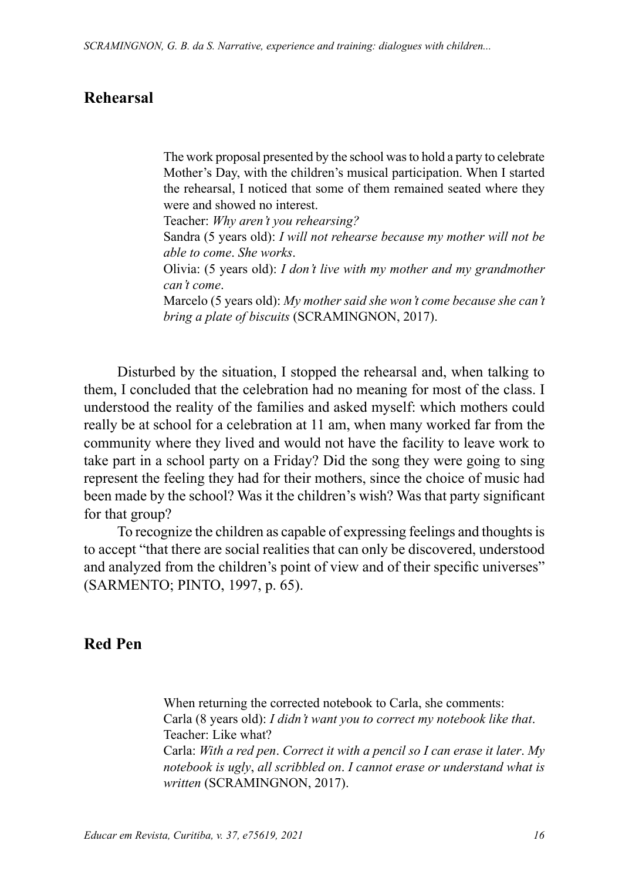## Rehearsal

> The work proposal presented by the school was to hold a party to celebrate Mother's Day, with the children's musical participation. When I started the rehearsal, I noticed that some of them remained seated where they were and showed no interest.
> Teacher: *Why aren't you rehearsing?*
> Sandra (5 years old): *I will not rehearse because my mother will not be able to come. She works.*
> Olivia: (5 years old): *I don't live with my mother and my grandmother can't come.*
> Marcelo (5 years old): *My mother said she won't come because she can't bring a plate of biscuits* (SCRAMINGNON, 2017).

Disturbed by the situation, I stopped the rehearsal and, when talking to them, I concluded that the celebration had no meaning for most of the class. I understood the reality of the families and asked myself: which mothers could really be at school for a celebration at 11 am, when many worked far from the community where they lived and would not have the facility to leave work to take part in a school party on a Friday? Did the song they were going to sing represent the feeling they had for their mothers, since the choice of music had been made by the school? Was it the children's wish? Was that party significant for that group?

To recognize the children as capable of expressing feelings and thoughts is to accept "that there are social realities that can only be discovered, understood and analyzed from the children's point of view and of their specific universes" (SARMENTO; PINTO, 1997, p. 65).

## Red Pen

> When returning the corrected notebook to Carla, she comments:
> Carla (8 years old): *I didn't want you to correct my notebook like that.*
> Teacher: Like what?
> Carla: *With a red pen. Correct it with a pencil so I can erase it later. My notebook is ugly, all scribbled on. I cannot erase or understand what is written* (SCRAMINGNON, 2017).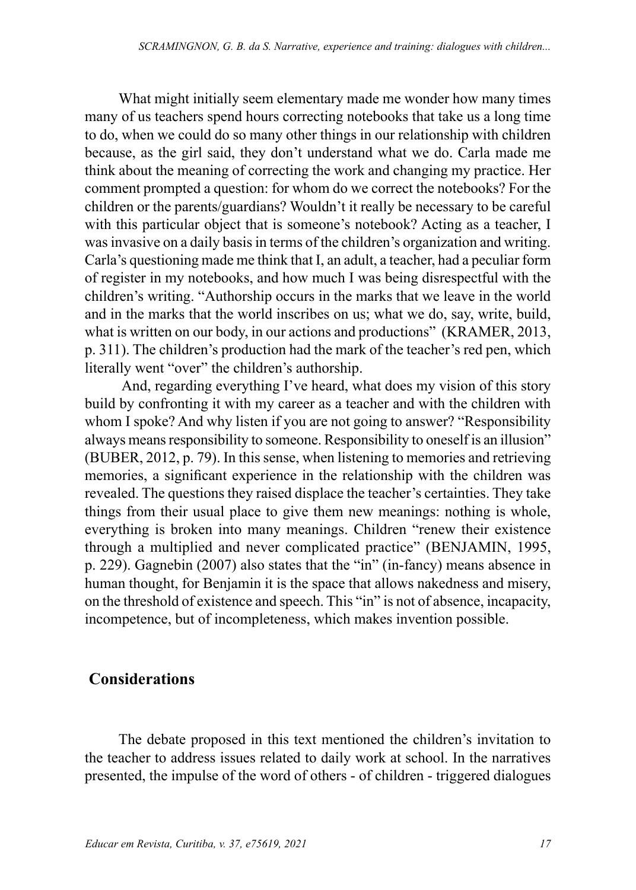What might initially seem elementary made me wonder how many times many of us teachers spend hours correcting notebooks that take us a long time to do, when we could do so many other things in our relationship with children because, as the girl said, they don't understand what we do. Carla made me think about the meaning of correcting the work and changing my practice. Her comment prompted a question: for whom do we correct the notebooks? For the children or the parents/guardians? Wouldn't it really be necessary to be careful with this particular object that is someone's notebook? Acting as a teacher, I was invasive on a daily basis in terms of the children's organization and writing. Carla's questioning made me think that I, an adult, a teacher, had a peculiar form of register in my notebooks, and how much I was being disrespectful with the children's writing. "Authorship occurs in the marks that we leave in the world and in the marks that the world inscribes on us; what we do, say, write, build, what is written on our body, in our actions and productions" (KRAMER, 2013, p. 311). The children's production had the mark of the teacher's red pen, which literally went "over" the children's authorship.

And, regarding everything I've heard, what does my vision of this story build by confronting it with my career as a teacher and with the children with whom I spoke? And why listen if you are not going to answer? "Responsibility always means responsibility to someone. Responsibility to oneself is an illusion" (BUBER, 2012, p. 79). In this sense, when listening to memories and retrieving memories, a significant experience in the relationship with the children was revealed. The questions they raised displace the teacher's certainties. They take things from their usual place to give them new meanings: nothing is whole, everything is broken into many meanings. Children "renew their existence through a multiplied and never complicated practice" (BENJAMIN, 1995, p. 229). Gagnebin (2007) also states that the "in" (in-fancy) means absence in human thought, for Benjamin it is the space that allows nakedness and misery, on the threshold of existence and speech. This "in" is not of absence, incapacity, incompetence, but of incompleteness, which makes invention possible.

## Considerations

The debate proposed in this text mentioned the children's invitation to the teacher to address issues related to daily work at school. In the narratives presented, the impulse of the word of others - of children - triggered dialogues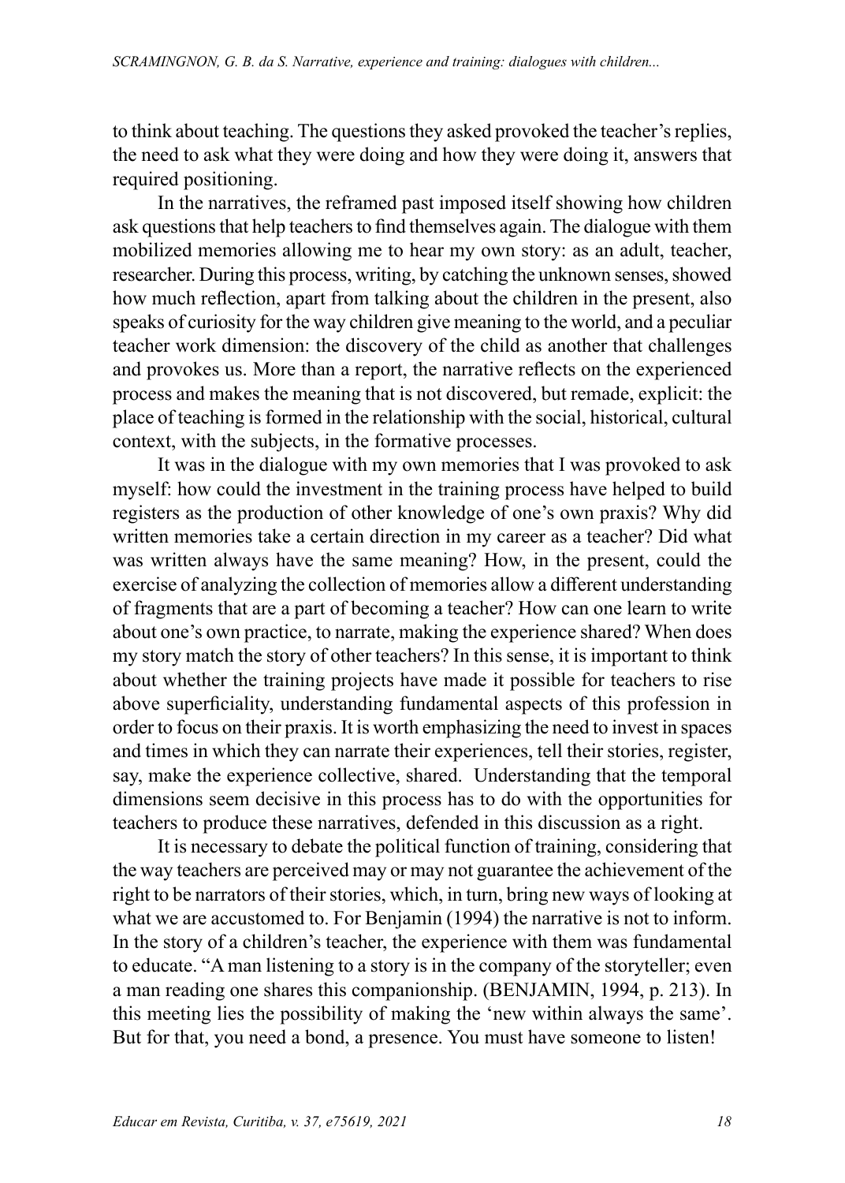to think about teaching. The questions they asked provoked the teacher's replies, the need to ask what they were doing and how they were doing it, answers that required positioning.

In the narratives, the reframed past imposed itself showing how children ask questions that help teachers to find themselves again. The dialogue with them mobilized memories allowing me to hear my own story: as an adult, teacher, researcher. During this process, writing, by catching the unknown senses, showed how much reflection, apart from talking about the children in the present, also speaks of curiosity for the way children give meaning to the world, and a peculiar teacher work dimension: the discovery of the child as another that challenges and provokes us. More than a report, the narrative reflects on the experienced process and makes the meaning that is not discovered, but remade, explicit: the place of teaching is formed in the relationship with the social, historical, cultural context, with the subjects, in the formative processes.

It was in the dialogue with my own memories that I was provoked to ask myself: how could the investment in the training process have helped to build registers as the production of other knowledge of one's own praxis? Why did written memories take a certain direction in my career as a teacher? Did what was written always have the same meaning? How, in the present, could the exercise of analyzing the collection of memories allow a different understanding of fragments that are a part of becoming a teacher? How can one learn to write about one's own practice, to narrate, making the experience shared? When does my story match the story of other teachers? In this sense, it is important to think about whether the training projects have made it possible for teachers to rise above superficiality, understanding fundamental aspects of this profession in order to focus on their praxis. It is worth emphasizing the need to invest in spaces and times in which they can narrate their experiences, tell their stories, register, say, make the experience collective, shared. Understanding that the temporal dimensions seem decisive in this process has to do with the opportunities for teachers to produce these narratives, defended in this discussion as a right.

It is necessary to debate the political function of training, considering that the way teachers are perceived may or may not guarantee the achievement of the right to be narrators of their stories, which, in turn, bring new ways of looking at what we are accustomed to. For Benjamin (1994) the narrative is not to inform. In the story of a children's teacher, the experience with them was fundamental to educate. "A man listening to a story is in the company of the storyteller; even a man reading one shares this companionship. (BENJAMIN, 1994, p. 213). In this meeting lies the possibility of making the 'new within always the same'. But for that, you need a bond, a presence. You must have someone to listen!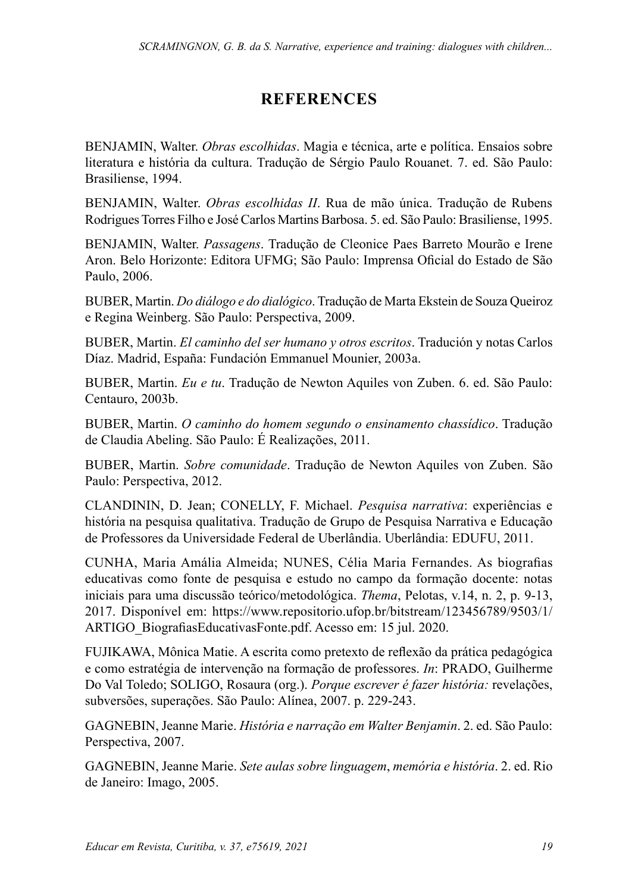## REFERENCES

BENJAMIN, Walter. *Obras escolhidas*. Magia e técnica, arte e política. Ensaios sobre literatura e história da cultura. Tradução de Sérgio Paulo Rouanet. 7. ed. São Paulo: Brasiliense, 1994.

BENJAMIN, Walter. *Obras escolhidas II*. Rua de mão única. Tradução de Rubens Rodrigues Torres Filho e José Carlos Martins Barbosa. 5. ed. São Paulo: Brasiliense, 1995.

BENJAMIN, Walter. *Passagens*. Tradução de Cleonice Paes Barreto Mourão e Irene Aron. Belo Horizonte: Editora UFMG; São Paulo: Imprensa Oficial do Estado de São Paulo, 2006.

BUBER, Martin. *Do diálogo e do dialógico*. Tradução de Marta Ekstein de Souza Queiroz e Regina Weinberg. São Paulo: Perspectiva, 2009.

BUBER, Martin. *El caminho del ser humano y otros escritos*. Tradución y notas Carlos Díaz. Madrid, España: Fundación Emmanuel Mounier, 2003a.

BUBER, Martin. *Eu e tu*. Tradução de Newton Aquiles von Zuben. 6. ed. São Paulo: Centauro, 2003b.

BUBER, Martin. *O caminho do homem segundo o ensinamento chassídico*. Tradução de Claudia Abeling. São Paulo: É Realizações, 2011.

BUBER, Martin. *Sobre comunidade*. Tradução de Newton Aquiles von Zuben. São Paulo: Perspectiva, 2012.

CLANDININ, D. Jean; CONELLY, F. Michael. *Pesquisa narrativa*: experiências e história na pesquisa qualitativa. Tradução de Grupo de Pesquisa Narrativa e Educação de Professores da Universidade Federal de Uberlândia. Uberlândia: EDUFU, 2011.

CUNHA, Maria Amália Almeida; NUNES, Célia Maria Fernandes. As biografias educativas como fonte de pesquisa e estudo no campo da formação docente: notas iniciais para uma discussão teórico/metodológica. *Thema*, Pelotas, v.14, n. 2, p. 9-13, 2017. Disponível em: https://www.repositorio.ufop.br/bitstream/123456789/9503/1/ARTIGO_BiografiasEducativasFonte.pdf. Acesso em: 15 jul. 2020.

FUJIKAWA, Mônica Matie. A escrita como pretexto de reflexão da prática pedagógica e como estratégia de intervenção na formação de professores. *In*: PRADO, Guilherme Do Val Toledo; SOLIGO, Rosaura (org.). *Porque escrever é fazer história:* revelações, subversões, superações. São Paulo: Alínea, 2007. p. 229-243.

GAGNEBIN, Jeanne Marie. *História e narração em Walter Benjamin*. 2. ed. São Paulo: Perspectiva, 2007.

GAGNEBIN, Jeanne Marie. *Sete aulas sobre linguagem*, *memória e história*. 2. ed. Rio de Janeiro: Imago, 2005.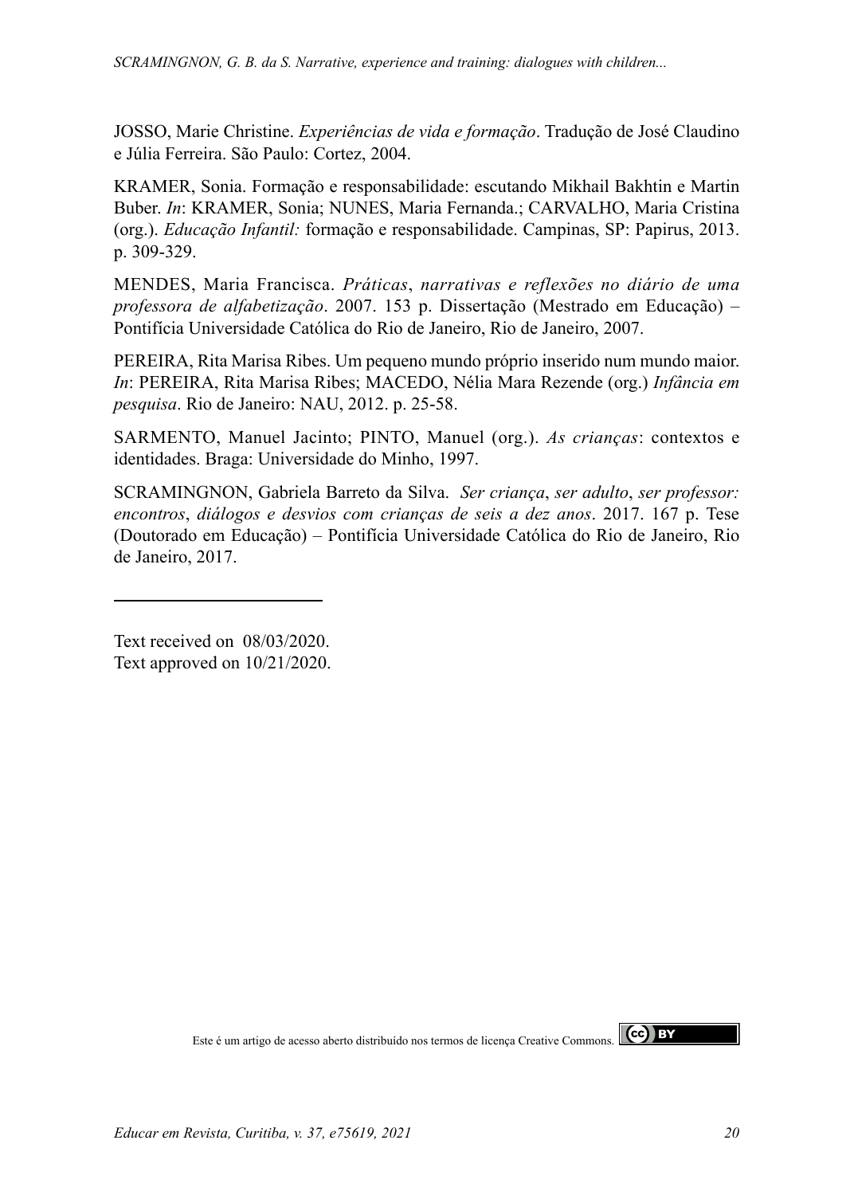JOSSO, Marie Christine. *Experiências de vida e formação*. Tradução de José Claudino e Júlia Ferreira. São Paulo: Cortez, 2004.

KRAMER, Sonia. Formação e responsabilidade: escutando Mikhail Bakhtin e Martin Buber. *In*: KRAMER, Sonia; NUNES, Maria Fernanda.; CARVALHO, Maria Cristina (org.). *Educação Infantil:* formação e responsabilidade. Campinas, SP: Papirus, 2013. p. 309-329.

MENDES, Maria Francisca. *Práticas*, *narrativas e reflexões no diário de uma professora de alfabetização*. 2007. 153 p. Dissertação (Mestrado em Educação) – Pontifícia Universidade Católica do Rio de Janeiro, Rio de Janeiro, 2007.

PEREIRA, Rita Marisa Ribes. Um pequeno mundo próprio inserido num mundo maior. *In*: PEREIRA, Rita Marisa Ribes; MACEDO, Nélia Mara Rezende (org.) *Infância em pesquisa*. Rio de Janeiro: NAU, 2012. p. 25-58.

SARMENTO, Manuel Jacinto; PINTO, Manuel (org.). *As crianças*: contextos e identidades. Braga: Universidade do Minho, 1997.

SCRAMINGNON, Gabriela Barreto da Silva. *Ser criança*, *ser adulto*, *ser professor: encontros*, *diálogos e desvios com crianças de seis a dez anos*. 2017. 167 p. Tese (Doutorado em Educação) – Pontifícia Universidade Católica do Rio de Janeiro, Rio de Janeiro, 2017.

---

Text received on 08/03/2020.
Text approved on 10/21/2020.

Este é um artigo de acesso aberto distribuído nos termos de licença Creative Commons.